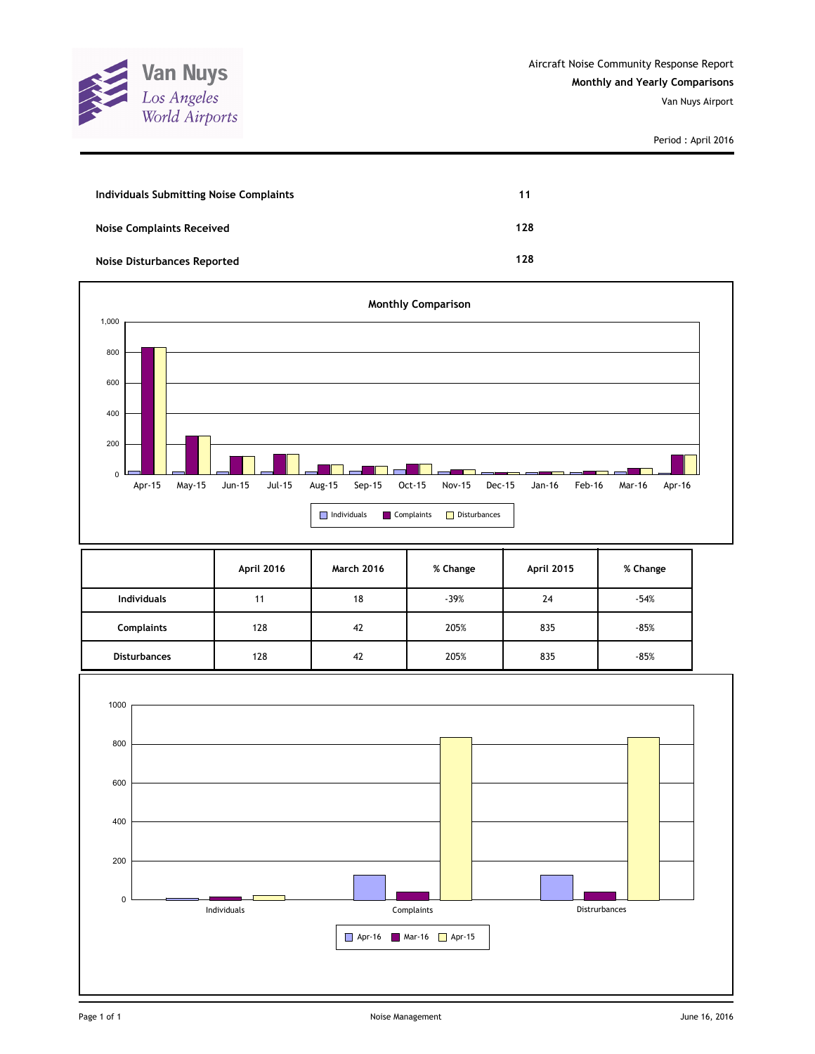Van Nuys
Los Angeles World Airports

Aircraft Noise Community Response Report

**Monthly and Yearly Comparisons**

Van Nuys Airport

Period : April 2016

| | |
|---|---|
| **Individuals Submitting Noise Complaints** | **11** |
| **Noise Complaints Received** | **128** |
| **Noise Disturbances Reported** | **128** |

**Monthly Comparison**

Individuals | Complaints | Disturbances

| | April 2016 | March 2016 | % Change | April 2015 | % Change |
|---|---|---|---|---|---|
| **Individuals** | 11 | 18 | -39% | 24 | -54% |
| **Complaints** | 128 | 42 | 205% | 835 | -85% |
| **Disturbances** | 128 | 42 | 205% | 835 | -85% |

Apr-16 | Mar-16 | Apr-15

Noise Management

June 16, 2016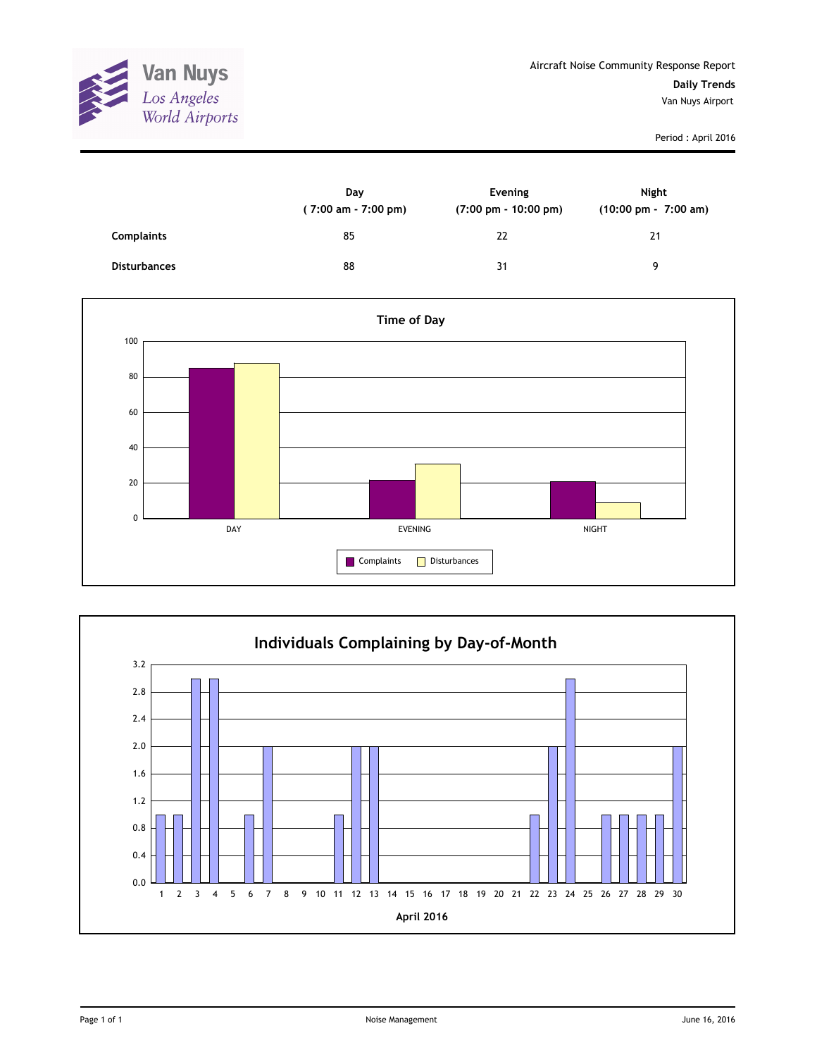Van Nuys
Los Angeles World Airports

Aircraft Noise Community Response Report

**Daily Trends**

Van Nuys Airport

Period : April 2016

| | Day ( 7:00 am - 7:00 pm) | Evening (7:00 pm - 10:00 pm) | Night (10:00 pm - 7:00 am) |
|---|---|---|---|
| **Complaints** | 85 | 22 | 21 |
| **Disturbances** | 88 | 31 | 9 |

**Time of Day**

| | DAY | EVENING | NIGHT |
|---|---|---|---|
| Complaints | 85 | 22 | 21 |
| Disturbances | 88 | 31 | 9 |

**Individuals Complaining by Day-of-Month**

April 2016

| Day | 1 | 2 | 3 | 4 | 5 | 6 | 7 | 8 | 9 | 10 | 11 | 12 | 13 | 14 | 15 | 16 | 17 | 18 | 19 | 20 | 21 | 22 | 23 | 24 | 25 | 26 | 27 | 28 | 29 | 30 |
|---|---|---|---|---|---|---|---|---|---|---|---|---|---|---|---|---|---|---|---|---|---|---|---|---|---|---|---|---|---|---|
| Individuals | 1 | 1 | 3 | 3 | 0 | 1 | 2 | 0 | 0 | 0 | 1 | 2 | 2 | 0 | 0 | 0 | 0 | 0 | 0 | 0 | 0 | 1 | 2 | 3 | 0 | 1 | 1 | 1 | 1 | 2 |

Noise Management

June 16, 2016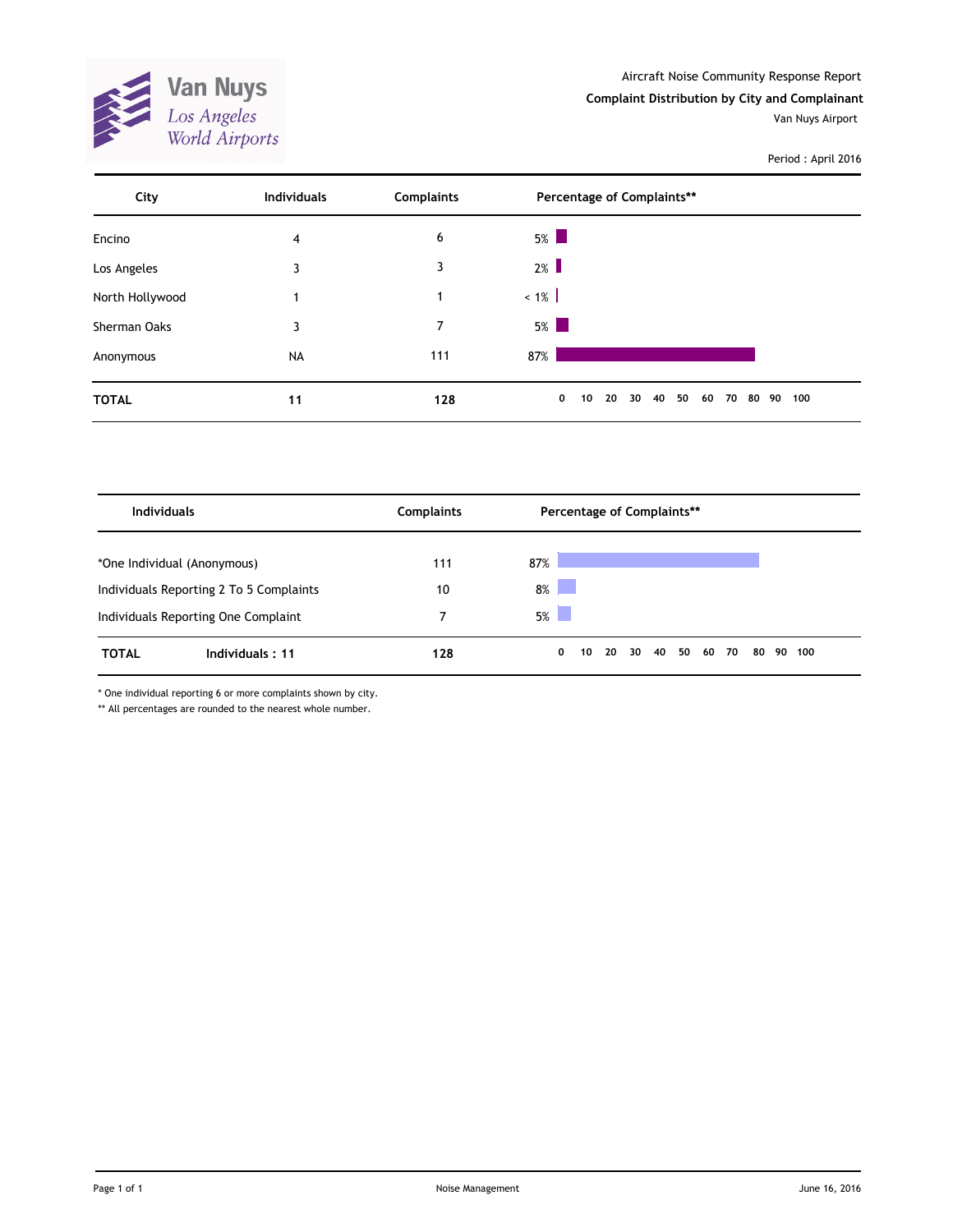Van Nuys
Los Angeles
World Airports

Aircraft Noise Community Response Report

**Complaint Distribution by City and Complainant**

Van Nuys Airport

Period : April 2016

| City | Individuals | Complaints | Percentage of Complaints** |
|---|---|---|---|
| Encino | 4 | 6 | 5% |
| Los Angeles | 3 | 3 | 2% |
| North Hollywood | 1 | 1 | < 1% |
| Sherman Oaks | 3 | 7 | 5% |
| Anonymous | NA | 111 | 87% |
| **TOTAL** | **11** | **128** | |

| Individuals | Complaints | Percentage of Complaints** |
|---|---|---|
| *One Individual (Anonymous) | 111 | 87% |
| Individuals Reporting 2 To 5 Complaints | 10 | 8% |
| Individuals Reporting One Complaint | 7 | 5% |
| **TOTAL** **Individuals : 11** | **128** | |

* One individual reporting 6 or more complaints shown by city.

** All percentages are rounded to the nearest whole number.

Noise Management

June 16, 2016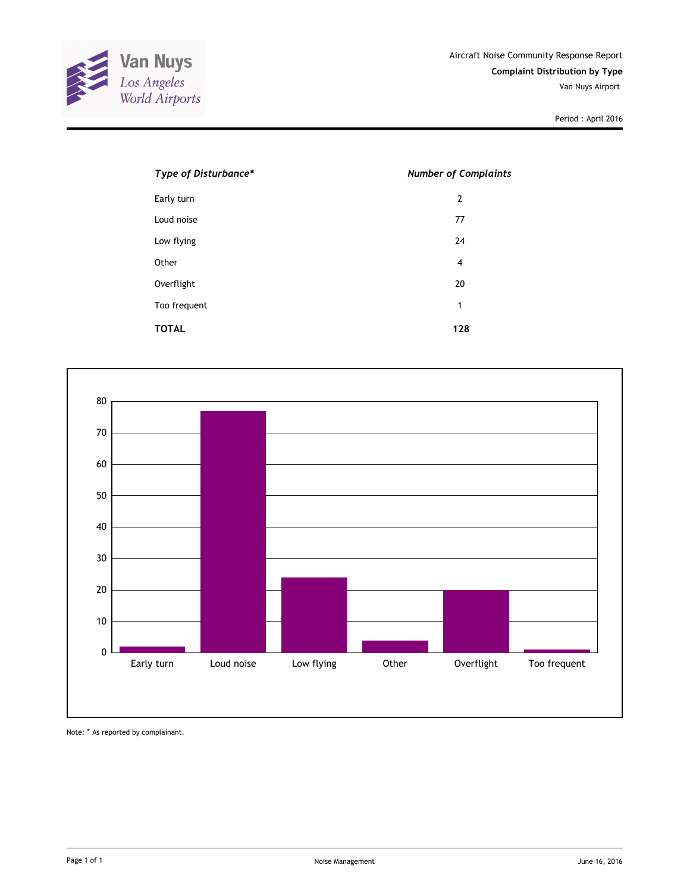Van Nuys
Los Angeles World Airports

Aircraft Noise Community Response Report

**Complaint Distribution by Type**

Van Nuys Airport

Period : April 2016

| *Type of Disturbance** | *Number of Complaints* |
|---|---|
| Early turn | 2 |
| Loud noise | 77 |
| Low flying | 24 |
| Other | 4 |
| Overflight | 20 |
| Too frequent | 1 |
| **TOTAL** | **128** |

Note: * As reported by complainant.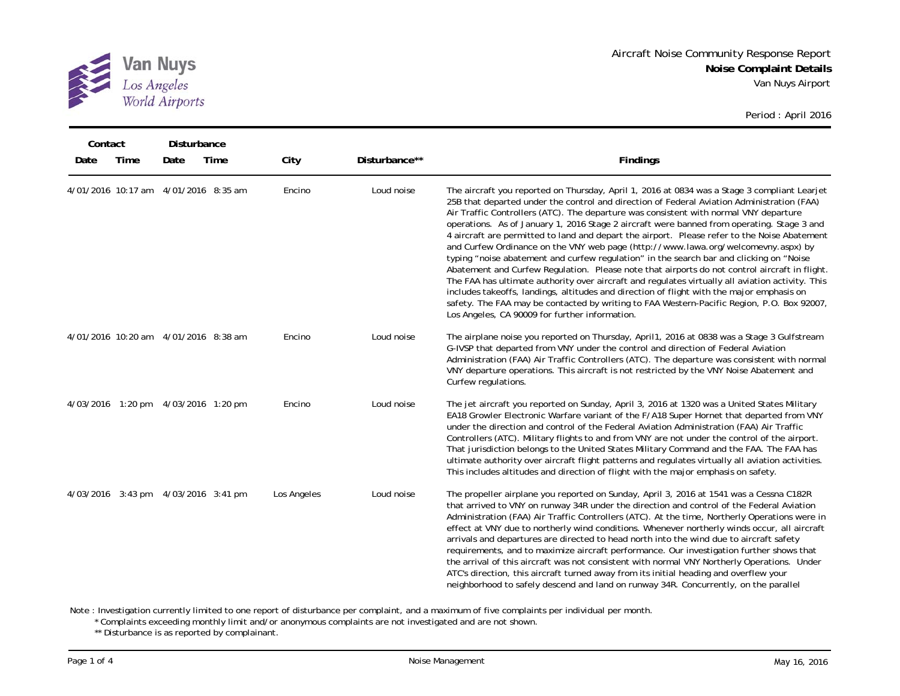Aircraft Noise Community Response Report

**Noise Complaint Details**

Van Nuys Airport

Period : April 2016

| Contact | | Disturbance | | | | |
|---|---|---|---|---|---|---|
| Date | Time | Date | Time | City | Disturbance** | Findings |
| 4/01/2016 | 10:17 am | 4/01/2016 | 8:35 am | Encino | Loud noise | The aircraft you reported on Thursday, April 1, 2016 at 0834 was a Stage 3 compliant Learjet 25B that departed under the control and direction of Federal Aviation Administration (FAA) Air Traffic Controllers (ATC). The departure was consistent with normal VNY departure operations. As of January 1, 2016 Stage 2 aircraft were banned from operating. Stage 3 and 4 aircraft are permitted to land and depart the airport. Please refer to the Noise Abatement and Curfew Ordinance on the VNY web page (http://www.lawa.org/welcomevny.aspx) by typing "noise abatement and curfew regulation" in the search bar and clicking on "Noise Abatement and Curfew Regulation. Please note that airports do not control aircraft in flight. The FAA has ultimate authority over aircraft and regulates virtually all aviation activity. This includes takeoffs, landings, altitudes and direction of flight with the major emphasis on safety. The FAA may be contacted by writing to FAA Western-Pacific Region, P.O. Box 92007, Los Angeles, CA 90009 for further information. |
| 4/01/2016 | 10:20 am | 4/01/2016 | 8:38 am | Encino | Loud noise | The airplane noise you reported on Thursday, April1, 2016 at 0838 was a Stage 3 Gulfstream G-IVSP that departed from VNY under the control and direction of Federal Aviation Administration (FAA) Air Traffic Controllers (ATC). The departure was consistent with normal VNY departure operations. This aircraft is not restricted by the VNY Noise Abatement and Curfew regulations. |
| 4/03/2016 | 1:20 pm | 4/03/2016 | 1:20 pm | Encino | Loud noise | The jet aircraft you reported on Sunday, April 3, 2016 at 1320 was a United States Military EA18 Growler Electronic Warfare variant of the F/A18 Super Hornet that departed from VNY under the direction and control of the Federal Aviation Administration (FAA) Air Traffic Controllers (ATC). Military flights to and from VNY are not under the control of the airport. That jurisdiction belongs to the United States Military Command and the FAA. The FAA has ultimate authority over aircraft flight patterns and regulates virtually all aviation activities. This includes altitudes and direction of flight with the major emphasis on safety. |
| 4/03/2016 | 3:43 pm | 4/03/2016 | 3:41 pm | Los Angeles | Loud noise | The propeller airplane you reported on Sunday, April 3, 2016 at 1541 was a Cessna C182R that arrived to VNY on runway 34R under the direction and control of the Federal Aviation Administration (FAA) Air Traffic Controllers (ATC). At the time, Northerly Operations were in effect at VNY due to northerly wind conditions. Whenever northerly winds occur, all aircraft arrivals and departures are directed to head north into the wind due to aircraft safety requirements, and to maximize aircraft performance. Our investigation further shows that the arrival of this aircraft was not consistent with normal VNY Northerly Operations. Under ATC's direction, this aircraft turned away from its initial heading and overflew your neighborhood to safely descend and land on runway 34R. Concurrently, on the parallel |

Note : Investigation currently limited to one report of disturbance per complaint, and a maximum of five complaints per individual per month.

\* Complaints exceeding monthly limit and/or anonymous complaints are not investigated and are not shown.

\*\* Disturbance is as reported by complainant.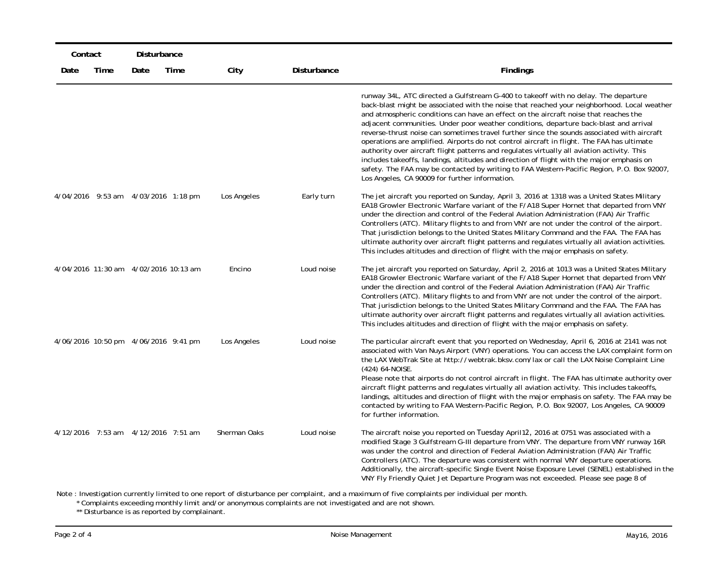| Contact | | Disturbance | | | | |
|---|---|---|---|---|---|---|
| Date | Time | Date | Time | City | Disturbance | Findings |
| | | | | | | runway 34L, ATC directed a Gulfstream G-400 to takeoff with no delay. The departure back-blast might be associated with the noise that reached your neighborhood. Local weather and atmospheric conditions can have an effect on the aircraft noise that reaches the adjacent communities. Under poor weather conditions, departure back-blast and arrival reverse-thrust noise can sometimes travel further since the sounds associated with aircraft operations are amplified. Airports do not control aircraft in flight. The FAA has ultimate authority over aircraft flight patterns and regulates virtually all aviation activity. This includes takeoffs, landings, altitudes and direction of flight with the major emphasis on safety. The FAA may be contacted by writing to FAA Western-Pacific Region, P.O. Box 92007, Los Angeles, CA 90009 for further information. |
| 4/04/2016 | 9:53 am | 4/03/2016 | 1:18 pm | Los Angeles | Early turn | The jet aircraft you reported on Sunday, April 3, 2016 at 1318 was a United States Military EA18 Growler Electronic Warfare variant of the F/A18 Super Hornet that departed from VNY under the direction and control of the Federal Aviation Administration (FAA) Air Traffic Controllers (ATC). Military flights to and from VNY are not under the control of the airport. That jurisdiction belongs to the United States Military Command and the FAA. The FAA has ultimate authority over aircraft flight patterns and regulates virtually all aviation activities. This includes altitudes and direction of flight with the major emphasis on safety. |
| 4/04/2016 | 11:30 am | 4/02/2016 | 10:13 am | Encino | Loud noise | The jet aircraft you reported on Saturday, April 2, 2016 at 1013 was a United States Military EA18 Growler Electronic Warfare variant of the F/A18 Super Hornet that departed from VNY under the direction and control of the Federal Aviation Administration (FAA) Air Traffic Controllers (ATC). Military flights to and from VNY are not under the control of the airport. That jurisdiction belongs to the United States Military Command and the FAA. The FAA has ultimate authority over aircraft flight patterns and regulates virtually all aviation activities. This includes altitudes and direction of flight with the major emphasis on safety. |
| 4/06/2016 | 10:50 pm | 4/06/2016 | 9:41 pm | Los Angeles | Loud noise | The particular aircraft event that you reported on Wednesday, April 6, 2016 at 2141 was not associated with Van Nuys Airport (VNY) operations. You can access the LAX complaint form on the LAX WebTrak Site at http://webtrak.bksv.com/lax or call the LAX Noise Complaint Line (424) 64-NOISE. Please note that airports do not control aircraft in flight. The FAA has ultimate authority over aircraft flight patterns and regulates virtually all aviation activity. This includes takeoffs, landings, altitudes and direction of flight with the major emphasis on safety. The FAA may be contacted by writing to FAA Western-Pacific Region, P.O. Box 92007, Los Angeles, CA 90009 for further information. |
| 4/12/2016 | 7:53 am | 4/12/2016 | 7:51 am | Sherman Oaks | Loud noise | The aircraft noise you reported on Tuesday April12, 2016 at 0751 was associated with a modified Stage 3 Gulfstream G-III departure from VNY. The departure from VNY runway 16R was under the control and direction of Federal Aviation Administration (FAA) Air Traffic Controllers (ATC). The departure was consistent with normal VNY departure operations. Additionally, the aircraft-specific Single Event Noise Exposure Level (SENEL) established in the VNY Fly Friendly Quiet Jet Departure Program was not exceeded. Please see page 8 of |

Note : Investigation currently limited to one report of disturbance per complaint, and a maximum of five complaints per individual per month.

\* Complaints exceeding monthly limit and/or anonymous complaints are not investigated and are not shown.

\*\* Disturbance is as reported by complainant.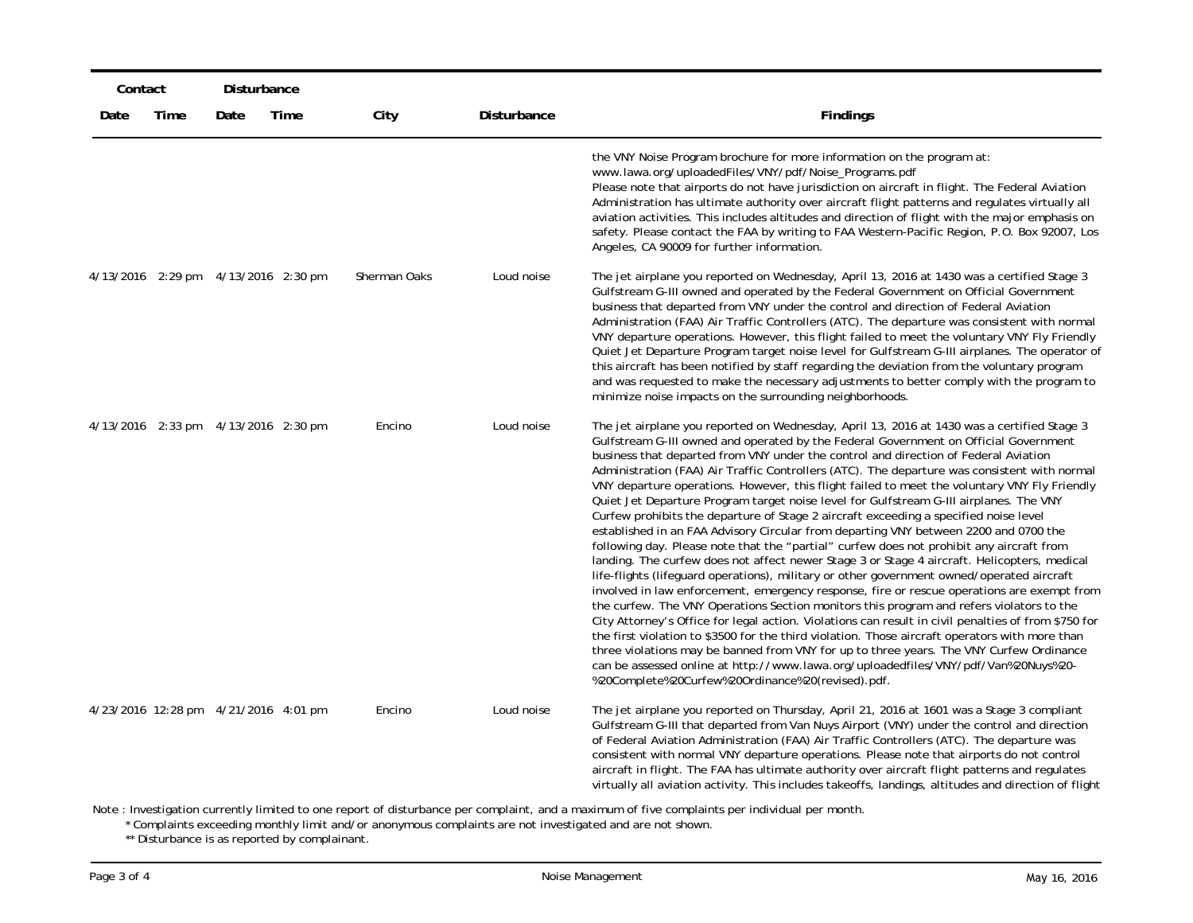| Contact | | Disturbance | | | | |
|---|---|---|---|---|---|---|
| Date | Time | Date | Time | City | Disturbance | Findings |
| | | | | | | the VNY Noise Program brochure for more information on the program at: www.lawa.org/uploadedFiles/VNY/pdf/Noise_Programs.pdf Please note that airports do not have jurisdiction on aircraft in flight. The Federal Aviation Administration has ultimate authority over aircraft flight patterns and regulates virtually all aviation activities. This includes altitudes and direction of flight with the major emphasis on safety. Please contact the FAA by writing to FAA Western-Pacific Region, P.O. Box 92007, Los Angeles, CA 90009 for further information. |
| 4/13/2016 | 2:29 pm | 4/13/2016 | 2:30 pm | Sherman Oaks | Loud noise | The jet airplane you reported on Wednesday, April 13, 2016 at 1430 was a certified Stage 3 Gulfstream G-III owned and operated by the Federal Government on Official Government business that departed from VNY under the control and direction of Federal Aviation Administration (FAA) Air Traffic Controllers (ATC). The departure was consistent with normal VNY departure operations. However, this flight failed to meet the voluntary VNY Fly Friendly Quiet Jet Departure Program target noise level for Gulfstream G-III airplanes. The operator of this aircraft has been notified by staff regarding the deviation from the voluntary program and was requested to make the necessary adjustments to better comply with the program to minimize noise impacts on the surrounding neighborhoods. |
| 4/13/2016 | 2:33 pm | 4/13/2016 | 2:30 pm | Encino | Loud noise | The jet airplane you reported on Wednesday, April 13, 2016 at 1430 was a certified Stage 3 Gulfstream G-III owned and operated by the Federal Government on Official Government business that departed from VNY under the control and direction of Federal Aviation Administration (FAA) Air Traffic Controllers (ATC). The departure was consistent with normal VNY departure operations. However, this flight failed to meet the voluntary VNY Fly Friendly Quiet Jet Departure Program target noise level for Gulfstream G-III airplanes. The VNY Curfew prohibits the departure of Stage 2 aircraft exceeding a specified noise level established in an FAA Advisory Circular from departing VNY between 2200 and 0700 the following day. Please note that the "partial" curfew does not prohibit any aircraft from landing. The curfew does not affect newer Stage 3 or Stage 4 aircraft. Helicopters, medical life-flights (lifeguard operations), military or other government owned/operated aircraft involved in law enforcement, emergency response, fire or rescue operations are exempt from the curfew. The VNY Operations Section monitors this program and refers violators to the City Attorney's Office for legal action. Violations can result in civil penalties of from $750 for the first violation to $3500 for the third violation. Those aircraft operators with more than three violations may be banned from VNY for up to three years. The VNY Curfew Ordinance can be assessed online at http://www.lawa.org/uploadedfiles/VNY/pdf/Van%20Nuys%20-%20Complete%20Curfew%20Ordinance%20(revised).pdf. |
| 4/23/2016 | 12:28 pm | 4/21/2016 | 4:01 pm | Encino | Loud noise | The jet airplane you reported on Thursday, April 21, 2016 at 1601 was a Stage 3 compliant Gulfstream G-III that departed from Van Nuys Airport (VNY) under the control and direction of Federal Aviation Administration (FAA) Air Traffic Controllers (ATC). The departure was consistent with normal VNY departure operations. Please note that airports do not control aircraft in flight. The FAA has ultimate authority over aircraft flight patterns and regulates virtually all aviation activity. This includes takeoffs, landings, altitudes and direction of flight |

Note : Investigation currently limited to one report of disturbance per complaint, and a maximum of five complaints per individual per month.

\* Complaints exceeding monthly limit and/or anonymous complaints are not investigated and are not shown.

\*\* Disturbance is as reported by complainant.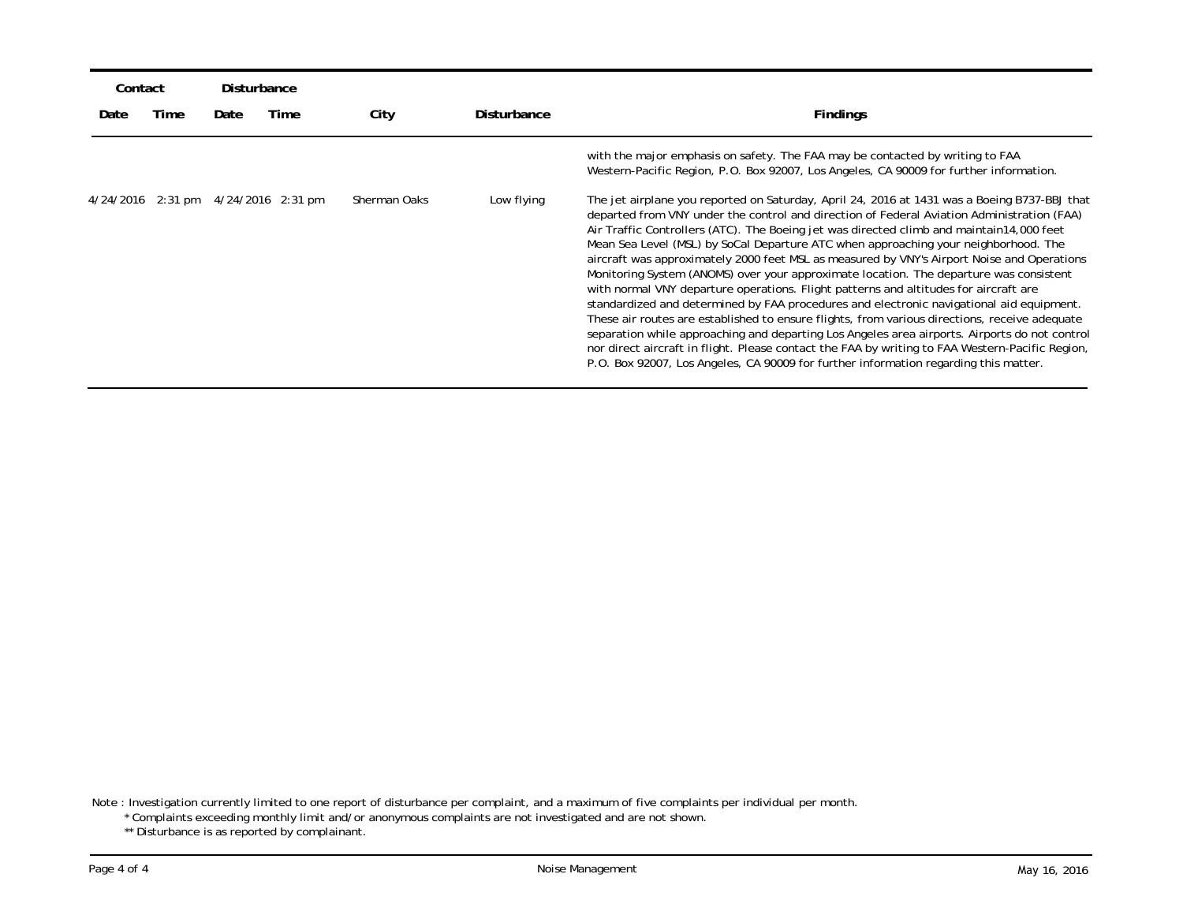| Contact | | Disturbance | | | | |
|---|---|---|---|---|---|---|
| Date | Time | Date | Time | City | Disturbance | Findings |
| | | | | | | with the major emphasis on safety. The FAA may be contacted by writing to FAA Western-Pacific Region, P.O. Box 92007, Los Angeles, CA 90009 for further information. |
| 4/24/2016 | 2:31 pm | 4/24/2016 | 2:31 pm | Sherman Oaks | Low flying | The jet airplane you reported on Saturday, April 24, 2016 at 1431 was a Boeing B737-BBJ that departed from VNY under the control and direction of Federal Aviation Administration (FAA) Air Traffic Controllers (ATC). The Boeing jet was directed climb and maintain14,000 feet Mean Sea Level (MSL) by SoCal Departure ATC when approaching your neighborhood. The aircraft was approximately 2000 feet MSL as measured by VNY's Airport Noise and Operations Monitoring System (ANOMS) over your approximate location. The departure was consistent with normal VNY departure operations. Flight patterns and altitudes for aircraft are standardized and determined by FAA procedures and electronic navigational aid equipment. These air routes are established to ensure flights, from various directions, receive adequate separation while approaching and departing Los Angeles area airports. Airports do not control nor direct aircraft in flight. Please contact the FAA by writing to FAA Western-Pacific Region, P.O. Box 92007, Los Angeles, CA 90009 for further information regarding this matter. |

Note : Investigation currently limited to one report of disturbance per complaint, and a maximum of five complaints per individual per month.

\* Complaints exceeding monthly limit and/or anonymous complaints are not investigated and are not shown.

\** Disturbance is as reported by complainant.

Noise Management

May 16, 2016